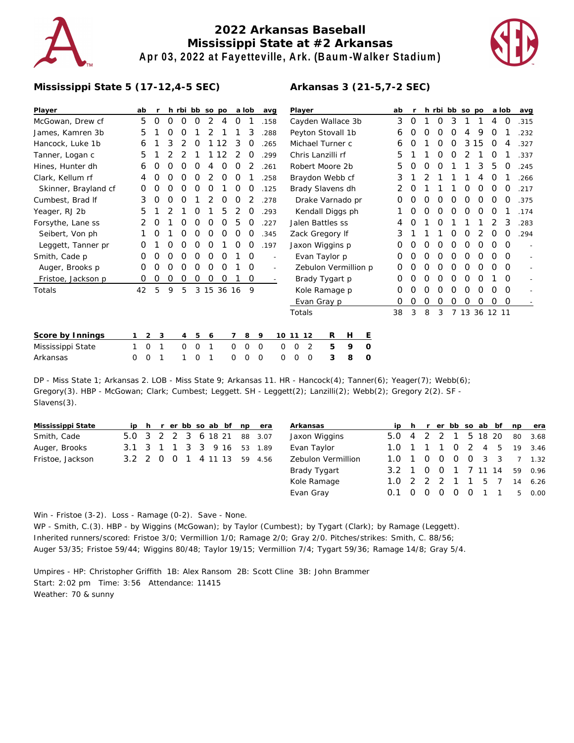# 2022 Arkansas Baseball
## Mississippi State at #2 Arkansas
### Apr 03, 2022 at Fayetteville, Ark. (Baum-Walker Stadium)

**Mississippi State 5 (17-12,4-5 SEC)**

| Player | ab | r | h | rbi | bb | so | po | a | lob | avg |
|---|---|---|---|---|---|---|---|---|---|---|
| McGowan, Drew cf | 5 | 0 | 0 | 0 | 0 | 2 | 4 | 0 | 1 | .158 |
| James, Kamren 3b | 5 | 1 | 0 | 0 | 1 | 2 | 1 | 1 | 3 | .288 |
| Hancock, Luke 1b | 6 | 1 | 3 | 2 | 0 | 1 | 12 | 3 | 0 | .265 |
| Tanner, Logan c | 5 | 1 | 2 | 2 | 1 | 1 | 12 | 2 | 0 | .299 |
| Hines, Hunter dh | 6 | 0 | 0 | 0 | 0 | 4 | 0 | 0 | 2 | .261 |
| Clark, Kellum rf | 4 | 0 | 0 | 0 | 0 | 2 | 0 | 0 | 1 | .258 |
| Skinner, Brayland cf | 0 | 0 | 0 | 0 | 0 | 0 | 1 | 0 | 0 | .125 |
| Cumbest, Brad lf | 3 | 0 | 0 | 0 | 1 | 2 | 0 | 0 | 2 | .278 |
| Yeager, RJ 2b | 5 | 1 | 2 | 1 | 0 | 1 | 5 | 2 | 0 | .293 |
| Forsythe, Lane ss | 2 | 0 | 1 | 0 | 0 | 0 | 0 | 5 | 0 | .227 |
| Seibert, Von ph | 1 | 0 | 1 | 0 | 0 | 0 | 0 | 0 | 0 | .345 |
| Leggett, Tanner pr | 0 | 1 | 0 | 0 | 0 | 0 | 1 | 0 | 0 | .197 |
| Smith, Cade p | 0 | 0 | 0 | 0 | 0 | 0 | 0 | 1 | 0 | - |
| Auger, Brooks p | 0 | 0 | 0 | 0 | 0 | 0 | 0 | 1 | 0 | - |
| Fristoe, Jackson p | 0 | 0 | 0 | 0 | 0 | 0 | 0 | 1 | 0 | - |
| Totals | 42 | 5 | 9 | 5 | 3 | 15 | 36 | 16 | 9 | |

**Arkansas 3 (21-5,7-2 SEC)**

| Player | ab | r | h | rbi | bb | so | po | a | lob | avg |
|---|---|---|---|---|---|---|---|---|---|---|
| Cayden Wallace 3b | 3 | 0 | 1 | 0 | 3 | 1 | 1 | 4 | 0 | .315 |
| Peyton Stovall 1b | 6 | 0 | 0 | 0 | 0 | 4 | 9 | 0 | 1 | .232 |
| Michael Turner c | 6 | 0 | 1 | 0 | 0 | 3 | 15 | 0 | 4 | .327 |
| Chris Lanzilli rf | 5 | 1 | 1 | 0 | 0 | 2 | 1 | 0 | 1 | .337 |
| Robert Moore 2b | 5 | 0 | 0 | 0 | 1 | 1 | 3 | 5 | 0 | .245 |
| Braydon Webb cf | 3 | 1 | 2 | 1 | 1 | 1 | 4 | 0 | 1 | .266 |
| Brady Slavens dh | 2 | 0 | 1 | 1 | 1 | 0 | 0 | 0 | 0 | .217 |
| Drake Varnado pr | 0 | 0 | 0 | 0 | 0 | 0 | 0 | 0 | 0 | .375 |
| Kendall Diggs ph | 1 | 0 | 0 | 0 | 0 | 0 | 0 | 0 | 1 | .174 |
| Jalen Battles ss | 4 | 0 | 1 | 0 | 1 | 1 | 1 | 2 | 3 | .283 |
| Zack Gregory lf | 3 | 1 | 1 | 1 | 0 | 0 | 2 | 0 | 0 | .294 |
| Jaxon Wiggins p | 0 | 0 | 0 | 0 | 0 | 0 | 0 | 0 | 0 | - |
| Evan Taylor p | 0 | 0 | 0 | 0 | 0 | 0 | 0 | 0 | 0 | - |
| Zebulon Vermillion p | 0 | 0 | 0 | 0 | 0 | 0 | 0 | 0 | 0 | - |
| Brady Tygart p | 0 | 0 | 0 | 0 | 0 | 0 | 0 | 1 | 0 | - |
| Kole Ramage p | 0 | 0 | 0 | 0 | 0 | 0 | 0 | 0 | 0 | - |
| Evan Gray p | 0 | 0 | 0 | 0 | 0 | 0 | 0 | 0 | 0 | - |
| Totals | 38 | 3 | 8 | 3 | 7 | 13 | 36 | 12 | 11 | |

| Score by Innings | 1 | 2 | 3 | 4 | 5 | 6 | 7 | 8 | 9 | 10 | 11 | 12 | R | H | E |
|---|---|---|---|---|---|---|---|---|---|---|---|---|---|---|---|
| Mississippi State | 1 | 0 | 1 | 0 | 0 | 1 | 0 | 0 | 0 | 0 | 0 | 2 | 5 | 9 | 0 |
| Arkansas | 0 | 0 | 1 | 1 | 0 | 1 | 0 | 0 | 0 | 0 | 0 | 0 | 3 | 8 | 0 |

DP - Miss State 1; Arkansas 2. LOB - Miss State 9; Arkansas 11. HR - Hancock(4); Tanner(6); Yeager(7); Webb(6); Gregory(3). HBP - McGowan; Clark; Cumbest; Leggett. SH - Leggett(2); Lanzilli(2); Webb(2); Gregory 2(2). SF - Slavens(3).

| Mississippi State | ip | h | r | er | bb | so | ab | bf | np | era |
|---|---|---|---|---|---|---|---|---|---|---|
| Smith, Cade | 5.0 | 3 | 2 | 2 | 3 | 6 | 18 | 21 | 88 | 3.07 |
| Auger, Brooks | 3.1 | 3 | 1 | 1 | 3 | 3 | 9 | 16 | 53 | 1.89 |
| Fristoe, Jackson | 3.2 | 2 | 0 | 0 | 1 | 4 | 11 | 13 | 59 | 4.56 |

| Arkansas | ip | h | r | er | bb | so | ab | bf | np | era |
|---|---|---|---|---|---|---|---|---|---|---|
| Jaxon Wiggins | 5.0 | 4 | 2 | 2 | 1 | 5 | 18 | 20 | 80 | 3.68 |
| Evan Taylor | 1.0 | 1 | 1 | 1 | 0 | 2 | 4 | 5 | 19 | 3.46 |
| Zebulon Vermillion | 1.0 | 1 | 0 | 0 | 0 | 0 | 3 | 3 | 7 | 1.32 |
| Brady Tygart | 3.2 | 1 | 0 | 0 | 1 | 7 | 11 | 14 | 59 | 0.96 |
| Kole Ramage | 1.0 | 2 | 2 | 2 | 1 | 1 | 5 | 7 | 14 | 6.26 |
| Evan Gray | 0.1 | 0 | 0 | 0 | 0 | 0 | 1 | 1 | 5 | 0.00 |

Win - Fristoe (3-2). Loss - Ramage (0-2). Save - None.
WP - Smith, C.(3). HBP - by Wiggins (McGowan); by Taylor (Cumbest); by Tygart (Clark); by Ramage (Leggett).
Inherited runners/scored: Fristoe 3/0; Vermillion 1/0; Ramage 2/0; Gray 2/0. Pitches/strikes: Smith, C. 88/56; Auger 53/35; Fristoe 59/44; Wiggins 80/48; Taylor 19/15; Vermillion 7/4; Tygart 59/36; Ramage 14/8; Gray 5/4.

Umpires - HP: Christopher Griffith 1B: Alex Ransom 2B: Scott Cline 3B: John Brammer
Start: 2:02 pm Time: 3:56 Attendance: 11415
Weather: 70 & sunny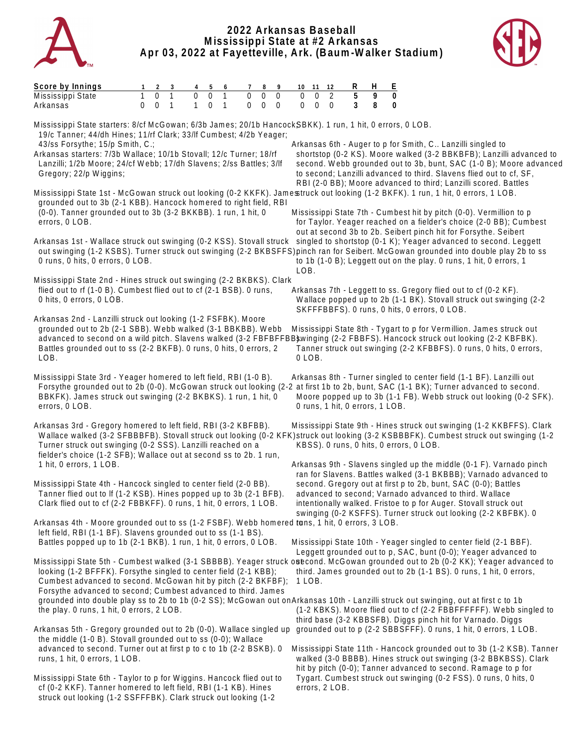# 2022 Arkansas Baseball
## Mississippi State at #2 Arkansas
### Apr 03, 2022 at Fayetteville, Ark. (Baum-Walker Stadium)

| Score by Innings | 1 | 2 | 3 | 4 | 5 | 6 | 7 | 8 | 9 | 10 | 11 | 12 | R | H | E |
|---|---|---|---|---|---|---|---|---|---|---|---|---|---|---|---|
| Mississippi State | 1 | 0 | 1 | 0 | 0 | 1 | 0 | 0 | 0 | 0 | 0 | 2 | 5 | 9 | 0 |
| Arkansas | 0 | 0 | 1 | 1 | 0 | 1 | 0 | 0 | 0 | 0 | 0 | 0 | 3 | 8 | 0 |

Mississippi State starters: 8/cf McGowan; 6/3b James; 20/1b Hancock; 19/c Tanner; 44/dh Hines; 11/rf Clark; 33/lf Cumbest; 4/2b Yeager; 43/ss Forsythe; 15/p Smith, C.;

Arkansas starters: 7/3b Wallace; 10/1b Stovall; 12/c Turner; 18/rf Lanzilli; 1/2b Moore; 24/cf Webb; 17/dh Slavens; 2/ss Battles; 3/lf Gregory; 22/p Wiggins;

Mississippi State 1st - McGowan struck out looking (0-2 KKFK). James grounded out to 3b (2-1 KBB). Hancock homered to right field, RBI (0-0). Tanner grounded out to 3b (3-2 BKKBB). 1 run, 1 hit, 0 errors, 0 LOB.

Arkansas 1st - Wallace struck out swinging (0-2 KSS). Stovall struck out swinging (1-2 KSBS). Turner struck out swinging (2-2 BKBSFFS). 0 runs, 0 hits, 0 errors, 0 LOB.

Mississippi State 2nd - Hines struck out swinging (2-2 BKBKS). Clark flied out to rf (1-0 B). Cumbest flied out to cf (2-1 BSB). 0 runs, 0 hits, 0 errors, 0 LOB.

Arkansas 2nd - Lanzilli struck out looking (1-2 FSFBK). Moore grounded out to 2b (2-1 SBB). Webb walked (3-1 BBKBB). Webb advanced to second on a wild pitch. Slavens walked (3-2 FBFBFFBB). Battles grounded out to ss (2-2 BKFB). 0 runs, 0 hits, 0 errors, 2 LOB.

Mississippi State 3rd - Yeager homered to left field, RBI (1-0 B). Forsythe grounded out to 2b (0-0). McGowan struck out looking (2-2 BBKFK). James struck out swinging (2-2 BKBKS). 1 run, 1 hit, 0 errors, 0 LOB.

Arkansas 3rd - Gregory homered to left field, RBI (3-2 KBFBB). Wallace walked (3-2 SFBBBFB). Stovall struck out looking (0-2 KFK). Turner struck out swinging (0-2 SSS). Lanzilli reached on a fielder's choice (1-2 SFB); Wallace out at second ss to 2b. 1 run, 1 hit, 0 errors, 1 LOB.

Mississippi State 4th - Hancock singled to center field (2-0 BB). Tanner flied out to lf (1-2 KSB). Hines popped up to 3b (2-1 BFB). Clark flied out to cf (2-2 FBBKFF). 0 runs, 1 hit, 0 errors, 1 LOB.

Arkansas 4th - Moore grounded out to ss (1-2 FSBF). Webb homered to left field, RBI (1-1 BF). Slavens grounded out to ss (1-1 BS). Battles popped up to 1b (2-1 BKB). 1 run, 1 hit, 0 errors, 0 LOB.

Mississippi State 5th - Cumbest walked (3-1 SBBBB). Yeager struck out looking (1-2 BFFFK). Forsythe singled to center field (2-1 KBB); Cumbest advanced to second. McGowan hit by pitch (2-2 BKFBF); Forsythe advanced to second; Cumbest advanced to third. James grounded into double play ss to 2b to 1b (0-2 SS); McGowan out on the play. 0 runs, 1 hit, 0 errors, 2 LOB.

Arkansas 5th - Gregory grounded out to 2b (0-0). Wallace singled up the middle (1-0 B). Stovall grounded out to ss (0-0); Wallace advanced to second. Turner out at first p to c to 1b (2-2 BSKB). 0 runs, 1 hit, 0 errors, 1 LOB.

Mississippi State 6th - Taylor to p for Wiggins. Hancock flied out to cf (0-2 KKF). Tanner homered to left field, RBI (1-1 KB). Hines struck out looking (1-2 SSFFFBK). Clark struck out looking (1-2 SBKK). 1 run, 1 hit, 0 errors, 0 LOB.

Arkansas 6th - Auger to p for Smith, C.. Lanzilli singled to shortstop (0-2 KS). Moore walked (3-2 BBKBFB); Lanzilli advanced to second. Webb grounded out to 3b, bunt, SAC (1-0 B); Moore advanced to second; Lanzilli advanced to third. Slavens flied out to cf, SF, RBI (2-0 BB); Moore advanced to third; Lanzilli scored. Battles struck out looking (1-2 BKFK). 1 run, 1 hit, 0 errors, 1 LOB.

Mississippi State 7th - Cumbest hit by pitch (0-0). Vermillion to p for Taylor. Yeager reached on a fielder's choice (2-0 BB); Cumbest out at second 3b to 2b. Seibert pinch hit for Forsythe. Seibert singled to shortstop (0-1 K); Yeager advanced to second. Leggett pinch ran for Seibert. McGowan grounded into double play 2b to ss to 1b (1-0 B); Leggett out on the play. 0 runs, 1 hit, 0 errors, 1 LOB.

Arkansas 7th - Leggett to ss. Gregory flied out to cf (0-2 KF). Wallace popped up to 2b (1-1 BK). Stovall struck out swinging (2-2 SKFFFBBFS). 0 runs, 0 hits, 0 errors, 0 LOB.

Mississippi State 8th - Tygart to p for Vermillion. James struck out swinging (2-2 FBBFS). Hancock struck out looking (2-2 KBFBK). Tanner struck out swinging (2-2 KFBBFS). 0 runs, 0 hits, 0 errors, 0 LOB.

Arkansas 8th - Turner singled to center field (1-1 BF). Lanzilli out at first 1b to 2b, bunt, SAC (1-1 BK); Turner advanced to second. Moore popped up to 3b (1-1 FB). Webb struck out looking (0-2 SFK). 0 runs, 1 hit, 0 errors, 1 LOB.

Mississippi State 9th - Hines struck out swinging (1-2 KKBFFS). Clark struck out looking (3-2 KSBBBFK). Cumbest struck out swinging (1-2 KBSS). 0 runs, 0 hits, 0 errors, 0 LOB.

Arkansas 9th - Slavens singled up the middle (0-1 F). Varnado pinch ran for Slavens. Battles walked (3-1 BKBBB); Varnado advanced to second. Gregory out at first p to 2b, bunt, SAC (0-0); Battles advanced to second; Varnado advanced to third. Wallace intentionally walked. Fristoe to p for Auger. Stovall struck out swinging (0-2 KSFFS). Turner struck out looking (2-2 KBFBK). 0 runs, 1 hit, 0 errors, 3 LOB.

Mississippi State 10th - Yeager singled to center field (2-1 BBF). Leggett grounded out to p, SAC, bunt (0-0); Yeager advanced to second. McGowan grounded out to 2b (0-2 KK); Yeager advanced to third. James grounded out to 2b (1-1 BS). 0 runs, 1 hit, 0 errors, 1 LOB.

Arkansas 10th - Lanzilli struck out swinging, out at first c to 1b (1-2 KBKS). Moore flied out to cf (2-2 FBBFFFFFF). Webb singled to third base (3-2 KBBSFB). Diggs pinch hit for Varnado. Diggs grounded out to p (2-2 SBBSFFF). 0 runs, 1 hit, 0 errors, 1 LOB.

Mississippi State 11th - Hancock grounded out to 3b (1-2 KSB). Tanner walked (3-0 BBBB). Hines struck out swinging (3-2 BBKBSS). Clark hit by pitch (0-0); Tanner advanced to second. Ramage to p for Tygart. Cumbest struck out swinging (0-2 FSS). 0 runs, 0 hits, 0 errors, 2 LOB.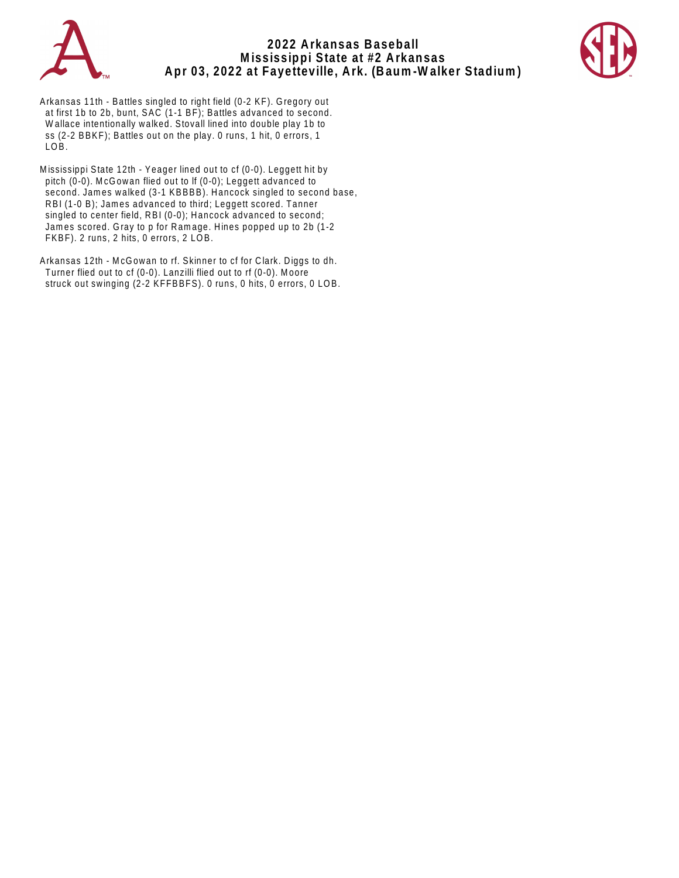Arkansas 11th - Battles singled to right field (0-2 KF). Gregory out at first 1b to 2b, bunt, SAC (1-1 BF); Battles advanced to second. Wallace intentionally walked. Stovall lined into double play 1b to ss (2-2 BBKF); Battles out on the play. 0 runs, 1 hit, 0 errors, 1 LOB.

Mississippi State 12th - Yeager lined out to cf (0-0). Leggett hit by pitch (0-0). McGowan flied out to lf (0-0); Leggett advanced to second. James walked (3-1 KBBBB). Hancock singled to second base, RBI (1-0 B); James advanced to third; Leggett scored. Tanner singled to center field, RBI (0-0); Hancock advanced to second; James scored. Gray to p for Ramage. Hines popped up to 2b (1-2 FKBF). 2 runs, 2 hits, 0 errors, 2 LOB.

Arkansas 12th - McGowan to rf. Skinner to cf for Clark. Diggs to dh. Turner flied out to cf (0-0). Lanzilli flied out to rf (0-0). Moore struck out swinging (2-2 KFFBBFS). 0 runs, 0 hits, 0 errors, 0 LOB.